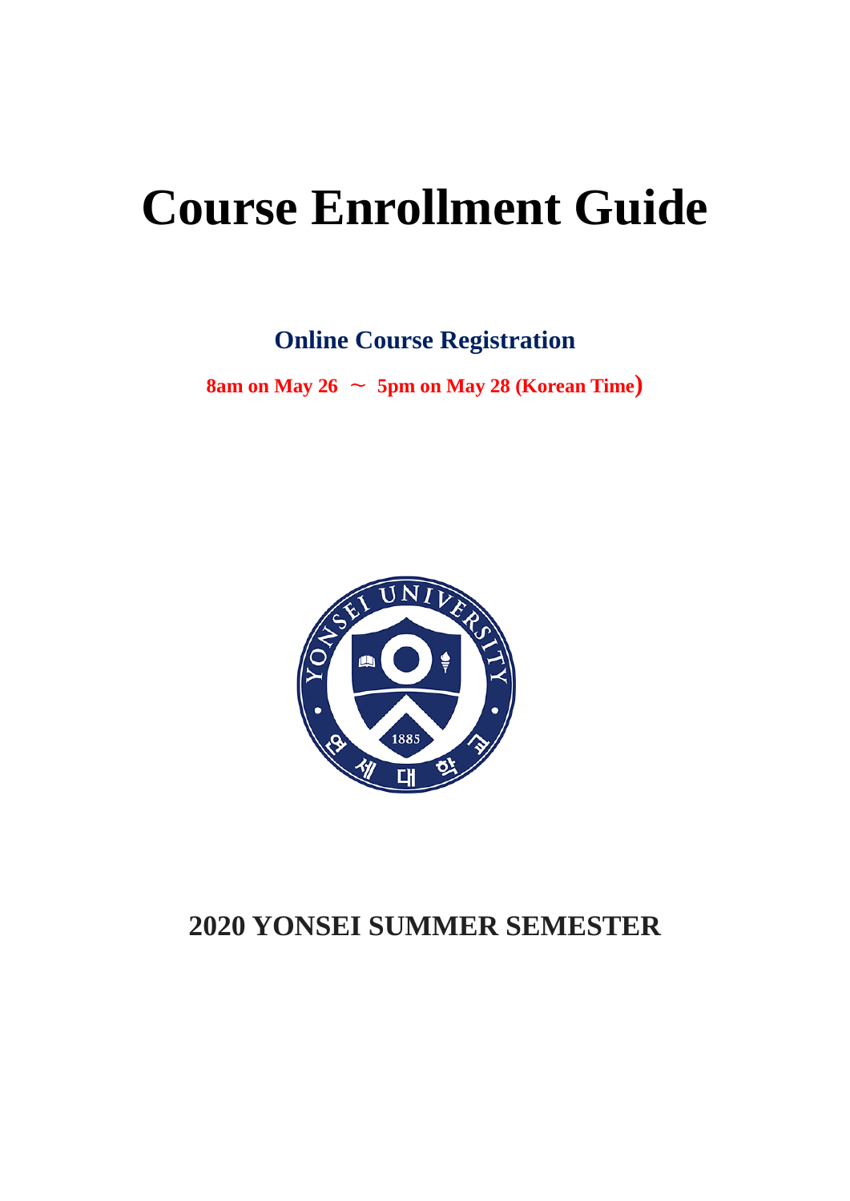# Course Enrollment Guide

## Online Course Registration

**8am on May 26 ～ 5pm on May 28 (Korean Time)**

## 2020 YONSEI SUMMER SEMESTER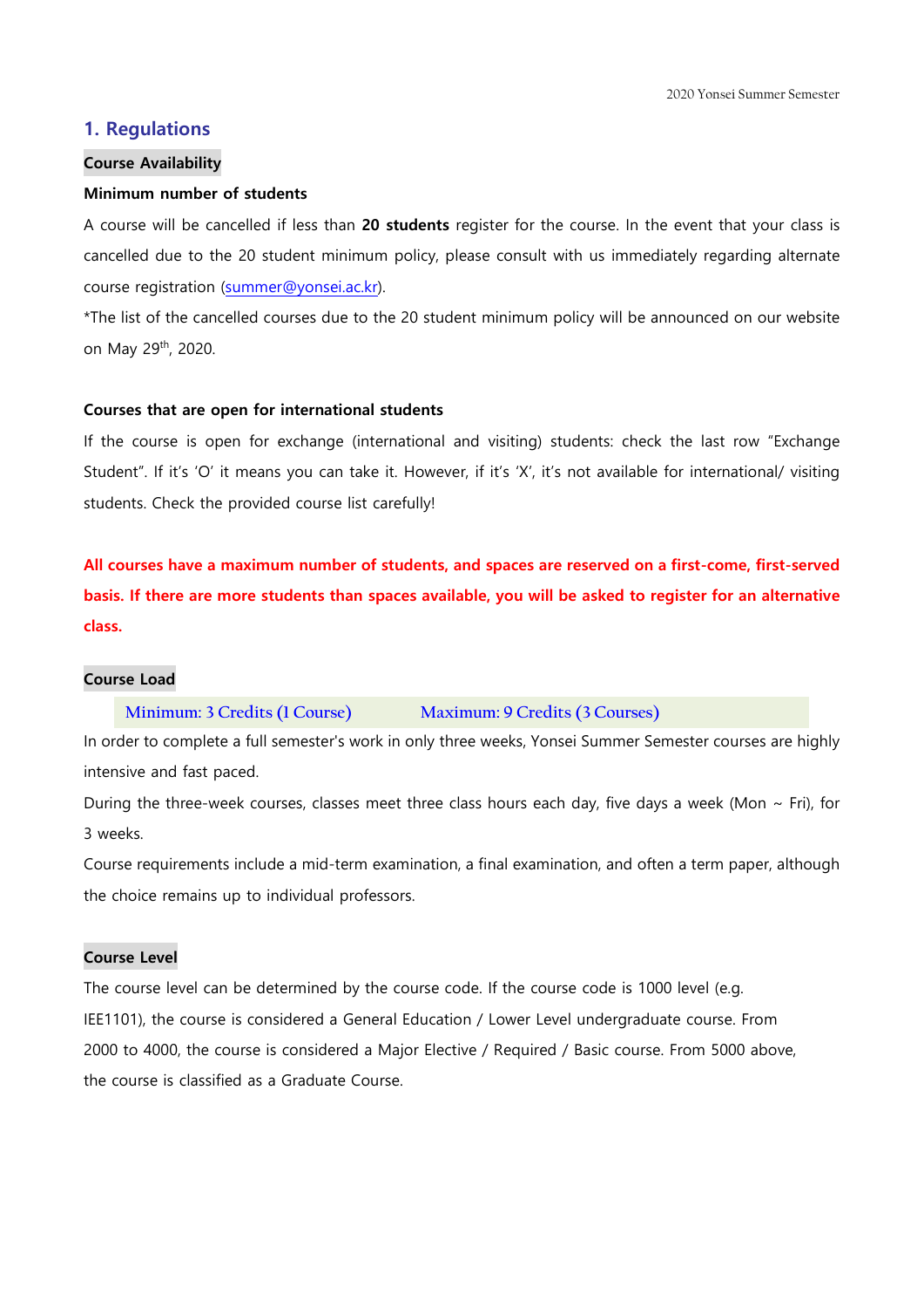## 1. Regulations

### Course Availability

**Minimum number of students**

A course will be cancelled if less than **20 students** register for the course. In the event that your class is cancelled due to the 20 student minimum policy, please consult with us immediately regarding alternate course registration (summer@yonsei.ac.kr).

*The list of the cancelled courses due to the 20 student minimum policy will be announced on our website on May 29th, 2020.

**Courses that are open for international students**

If the course is open for exchange (international and visiting) students: check the last row "Exchange Student". If it's 'O' it means you can take it. However, if it's 'X', it's not available for international/ visiting students. Check the provided course list carefully!

**All courses have a maximum number of students, and spaces are reserved on a first-come, first-served basis. If there are more students than spaces available, you will be asked to register for an alternative class.**

### Course Load

Minimum: 3 Credits (1 Course) Maximum: 9 Credits (3 Courses)

In order to complete a full semester's work in only three weeks, Yonsei Summer Semester courses are highly intensive and fast paced.

During the three-week courses, classes meet three class hours each day, five days a week (Mon ~ Fri), for 3 weeks.

Course requirements include a mid-term examination, a final examination, and often a term paper, although the choice remains up to individual professors.

### Course Level

The course level can be determined by the course code. If the course code is 1000 level (e.g. IEE1101), the course is considered a General Education / Lower Level undergraduate course. From 2000 to 4000, the course is considered a Major Elective / Required / Basic course. From 5000 above, the course is classified as a Graduate Course.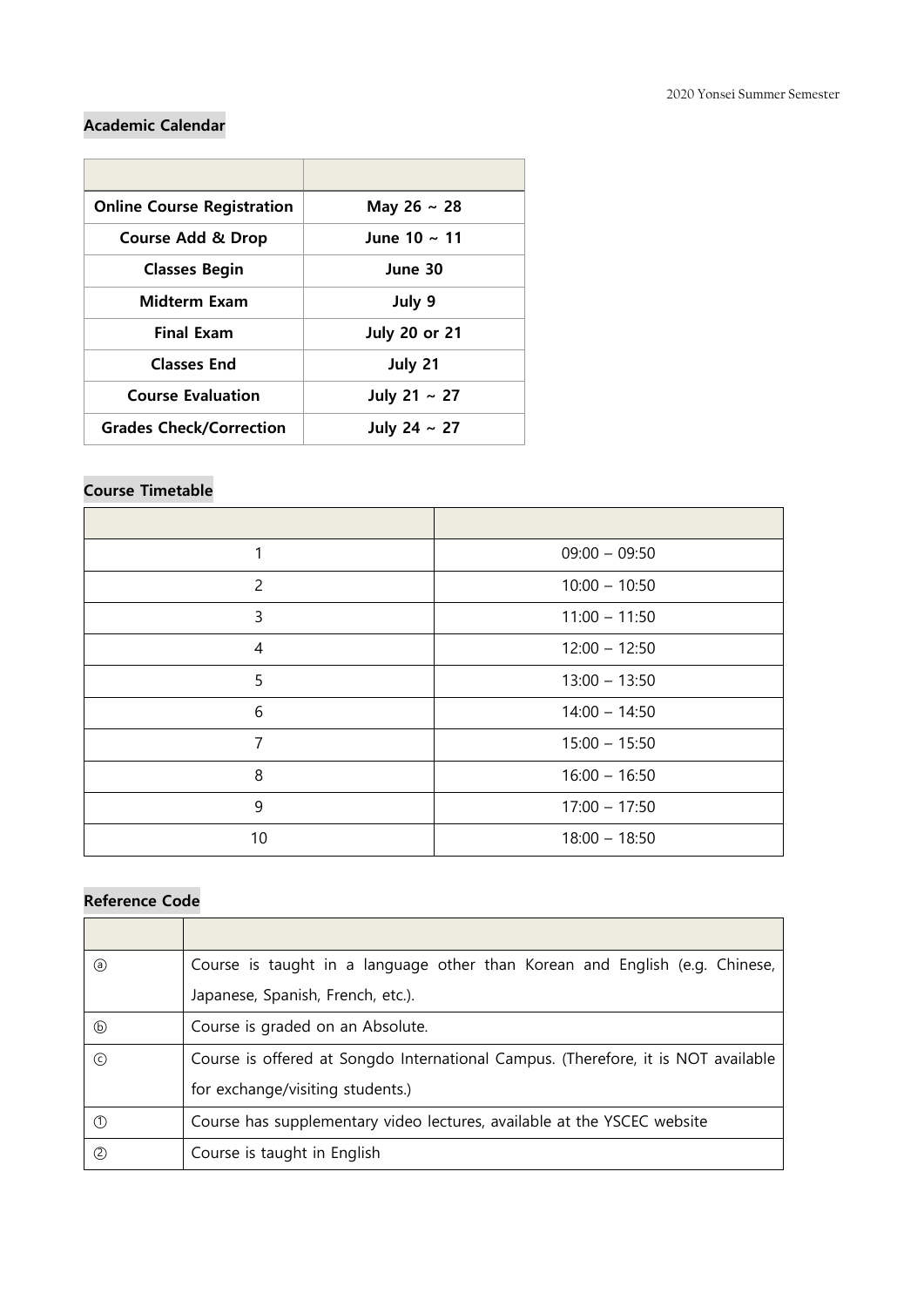## Academic Calendar

| | |
|---|---|
| **Online Course Registration** | **May 26 ~ 28** |
| **Course Add & Drop** | **June 10 ~ 11** |
| **Classes Begin** | **June 30** |
| **Midterm Exam** | **July 9** |
| **Final Exam** | **July 20 or 21** |
| **Classes End** | **July 21** |
| **Course Evaluation** | **July 21 ~ 27** |
| **Grades Check/Correction** | **July 24 ~ 27** |

## Course Timetable

| | |
|---|---|
| 1 | 09:00 – 09:50 |
| 2 | 10:00 – 10:50 |
| 3 | 11:00 – 11:50 |
| 4 | 12:00 – 12:50 |
| 5 | 13:00 – 13:50 |
| 6 | 14:00 – 14:50 |
| 7 | 15:00 – 15:50 |
| 8 | 16:00 – 16:50 |
| 9 | 17:00 – 17:50 |
| 10 | 18:00 – 18:50 |

## Reference Code

| | |
|---|---|
| ⓐ | Course is taught in a language other than Korean and English (e.g. Chinese, Japanese, Spanish, French, etc.). |
| ⓑ | Course is graded on an Absolute. |
| ⓒ | Course is offered at Songdo International Campus. (Therefore, it is NOT available for exchange/visiting students.) |
| ① | Course has supplementary video lectures, available at the YSCEC website |
| ② | Course is taught in English |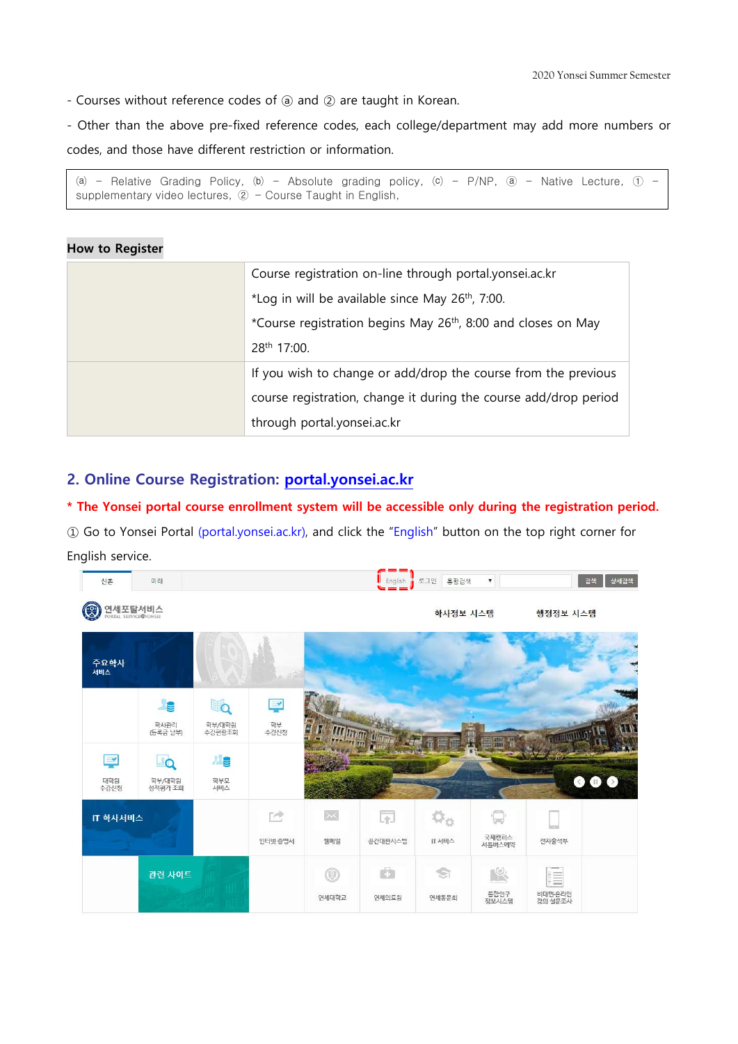- Courses without reference codes of ⓐ and ② are taught in Korean.

- Other than the above pre-fixed reference codes, each college/department may add more numbers or codes, and those have different restriction or information.

| (a) – Relative Grading Policy, (b) – Absolute grading policy, (c) – P/NP, ⓐ – Native Lecture, ① – supplementary video lectures, ② – Course Taught in English. |
|---|

**How to Register**

| | |
|---|---|
| | Course registration on-line through portal.yonsei.ac.kr<br>*Log in will be available since May 26th, 7:00.<br>*Course registration begins May 26th, 8:00 and closes on May 28th 17:00. |
| | If you wish to change or add/drop the course from the previous course registration, change it during the course add/drop period through portal.yonsei.ac.kr |

## 2. Online Course Registration: portal.yonsei.ac.kr

**\* The Yonsei portal course enrollment system will be accessible only during the registration period.**

① Go to Yonsei Portal (portal.yonsei.ac.kr), and click the "English" button on the top right corner for English service.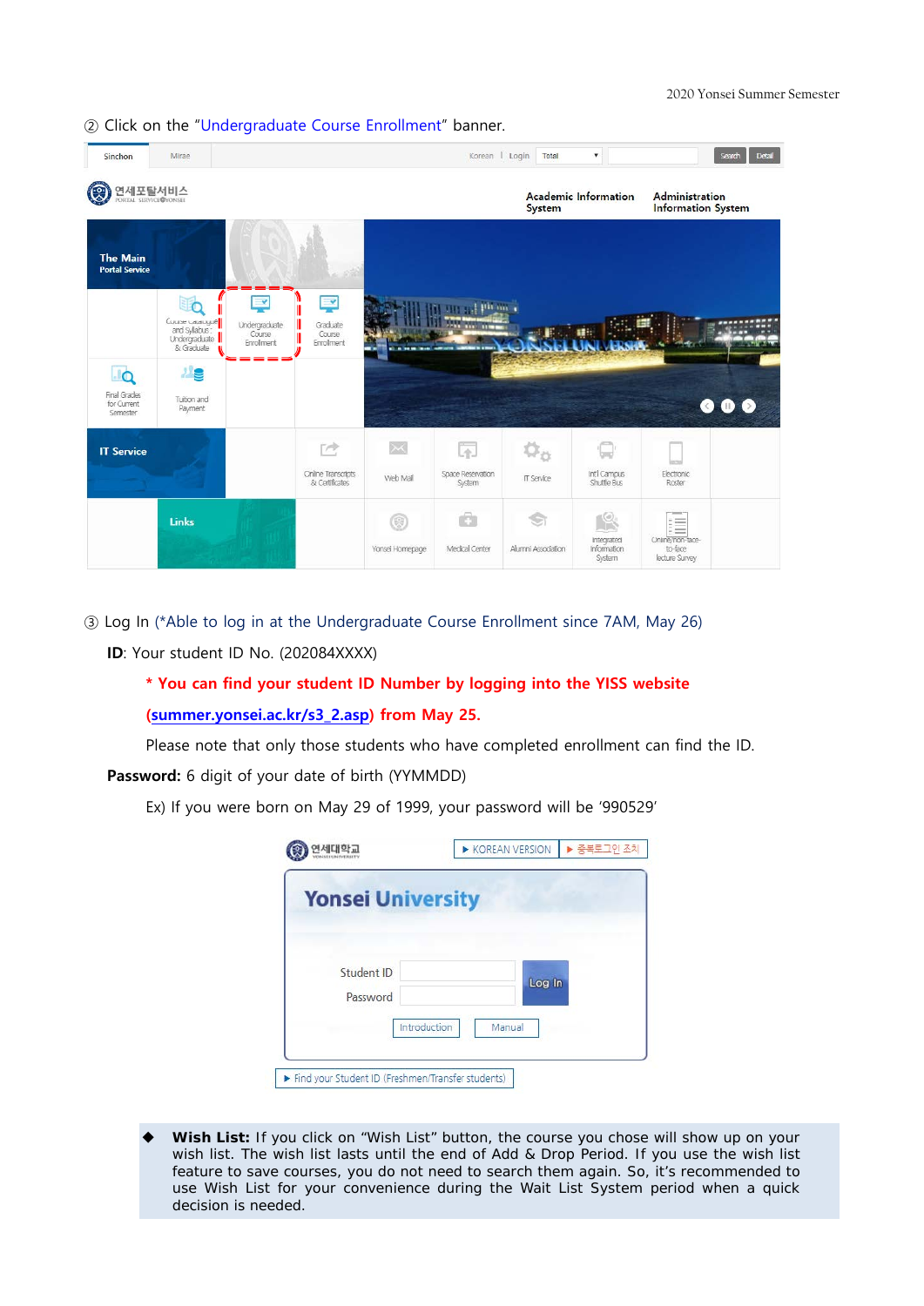② Click on the "Undergraduate Course Enrollment" banner.

③ Log In (*Able to log in at the Undergraduate Course Enrollment since 7AM, May 26)

**ID**: Your student ID No. (202084XXXX)

**\* You can find your student ID Number by logging into the YISS website (summer.yonsei.ac.kr/s3_2.asp) from May 25.**

Please note that only those students who have completed enrollment can find the ID.

**Password:** 6 digit of your date of birth (YYMMDD)

Ex) If you were born on May 29 of 1999, your password will be '990529'

- **Wish List:** If you click on "Wish List" button, the course you chose will show up on your wish list. The wish list lasts until the end of Add & Drop Period. If you use the wish list feature to save courses, you do not need to search them again. So, it's recommended to use Wish List for your convenience during the Wait List System period when a quick decision is needed.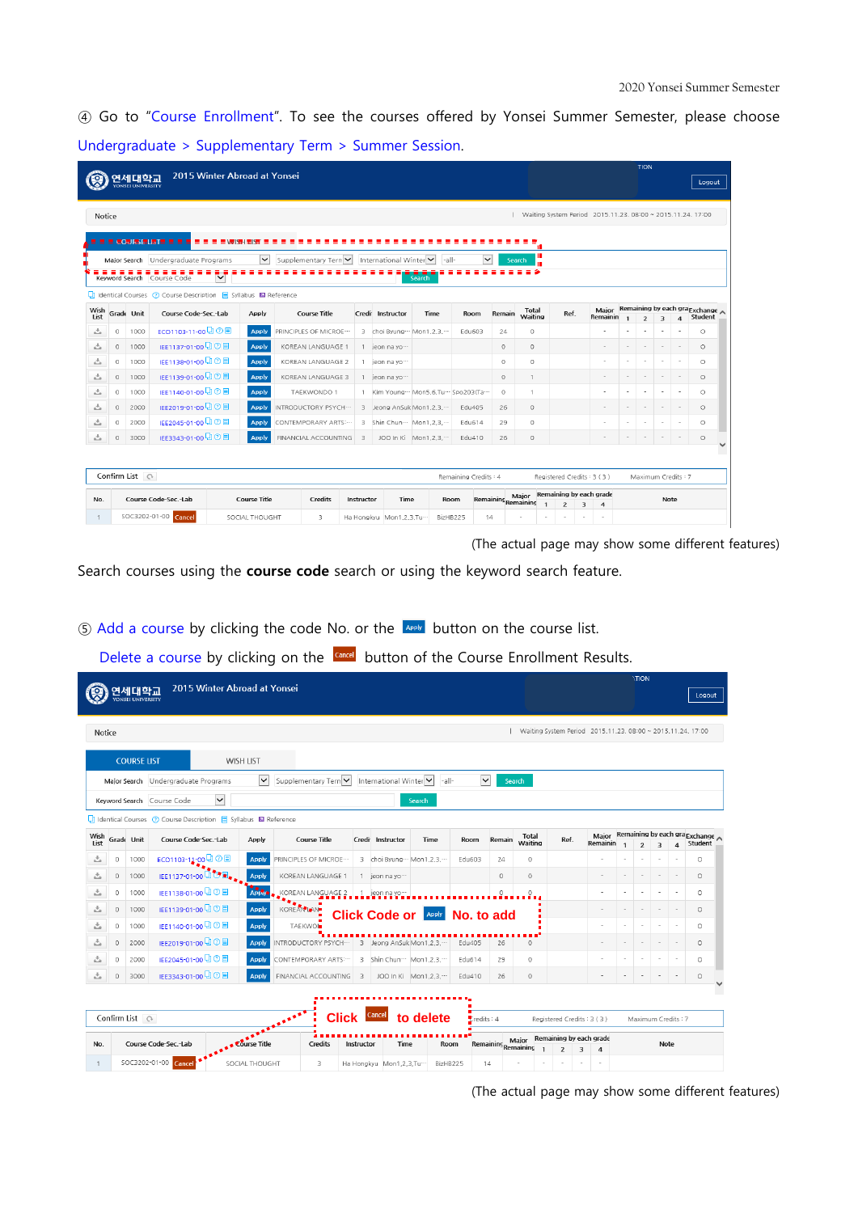④ Go to "Course Enrollment". To see the courses offered by Yonsei Summer Semester, please choose Undergraduate > Supplementary Term > Summer Session.

(The actual page may show some different features)

Search courses using the **course code** search or using the keyword search feature.

⑤ Add a course by clicking the code No. or the Apply button on the course list.

Delete a course by clicking on the Cancel button of the Course Enrollment Results.

(The actual page may show some different features)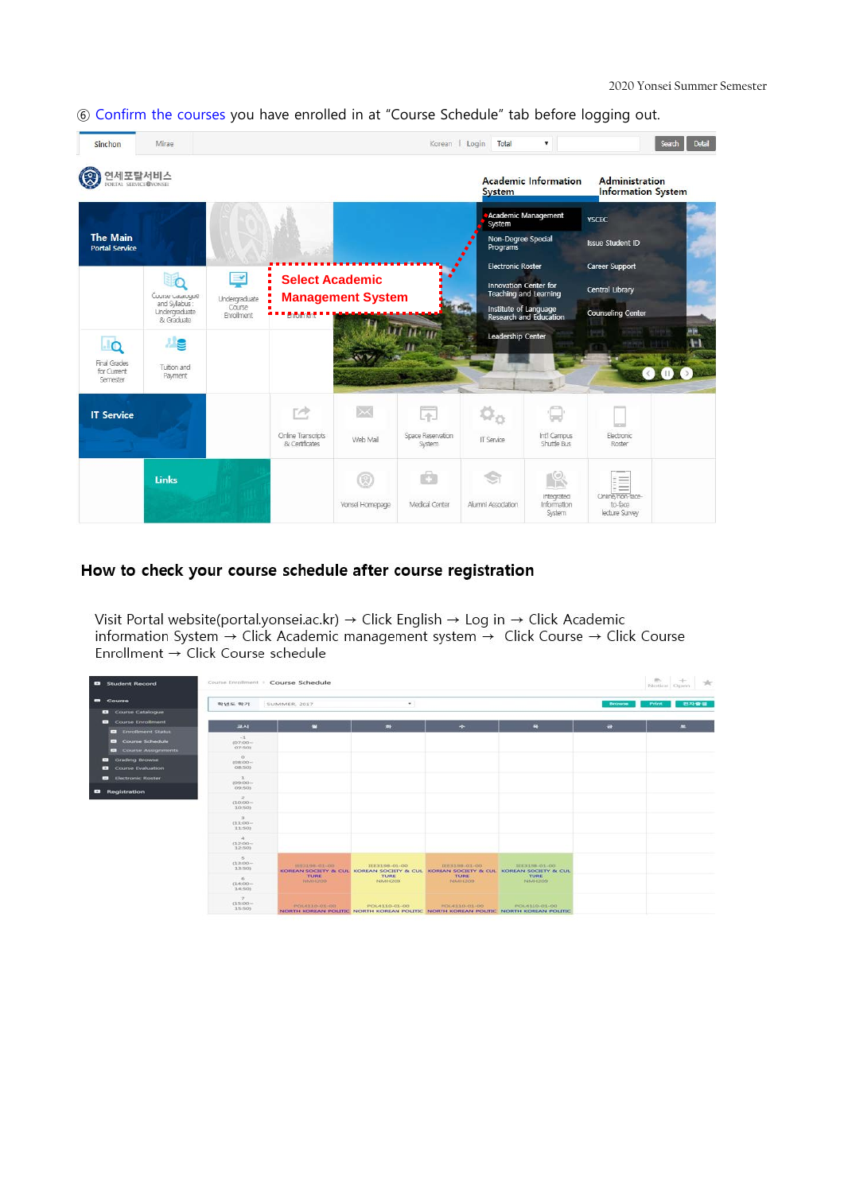⑥ Confirm the courses you have enrolled in at "Course Schedule" tab before logging out.

Select Academic Management System

## How to check your course schedule after course registration

Visit Portal website(portal.yonsei.ac.kr) → Click English → Log in → Click Academic information System → Click Academic management system → Click Course → Click Course Enrollment → Click Course schedule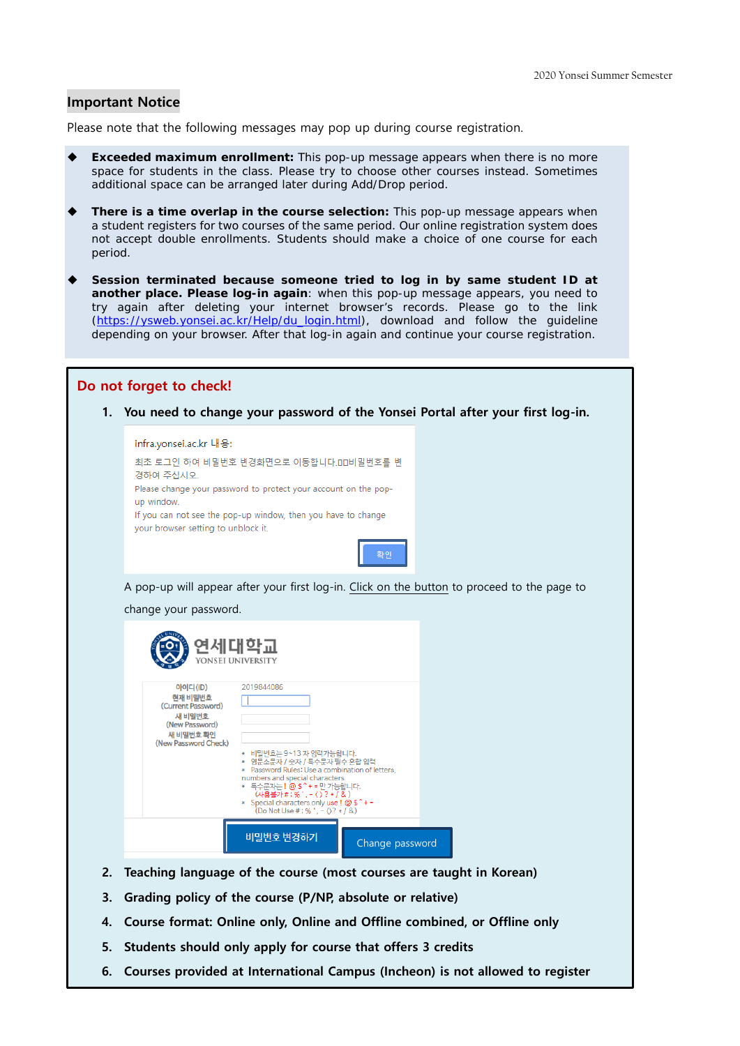## Important Notice

Please note that the following messages may pop up during course registration.

- **Exceeded maximum enrollment:** This pop-up message appears when there is no more space for students in the class. Please try to choose other courses instead. Sometimes additional space can be arranged later during Add/Drop period.
- **There is a time overlap in the course selection:** This pop-up message appears when a student registers for two courses of the same period. Our online registration system does not accept double enrollments. Students should make a choice of one course for each period.
- **Session terminated because someone tried to log in by same student ID at another place. Please log-in again**: when this pop-up message appears, you need to try again after deleting your internet browser's records. Please go to the link (https://ysweb.yonsei.ac.kr/Help/du_login.html), download and follow the guideline depending on your browser. After that log-in again and continue your course registration.

## Do not forget to check!

1. **You need to change your password of the Yonsei Portal after your first log-in.**

   infra.yonsei.ac.kr 내용:

   최초 로그인 하여 비밀번호 변경화면으로 이동합니다.□□비밀번호를 변경하여 주십시오.

   Please change your password to protect your account on the pop-up window.

   If you can not see the pop-up window, then you have to change your browser setting to unblock it.

   확인

   A pop-up will appear after your first log-in. Click on the button to proceed to the page to change your password.

   연세대학교 YONSEI UNIVERSITY

   아이디(ID) 2019844086

   현재 비밀번호 (Current Password)

   새 비밀번호 (New Password)

   새 비밀번호 확인 (New Password Check)

   - 비밀번호는 9~13 자 입력가능합니다.
   - 영문소문자 / 숫자 / 특수문자 필수 조합 입력
   - Password Rules: Use a combination of letters, numbers and special characters.
   - 특수문자는 ! @ $ ^ + = 만 가능합니다. (사용불가 # : % ' , - ( ) ? * / & )
   - Special characters only use ! @ $ ^ + = (Do Not Use # : % ' , - ( ) ? * / & )

   비밀번호 변경하기 | Change password

2. **Teaching language of the course (most courses are taught in Korean)**
3. **Grading policy of the course (P/NP, absolute or relative)**
4. **Course format: Online only, Online and Offline combined, or Offline only**
5. **Students should only apply for course that offers 3 credits**
6. **Courses provided at International Campus (Incheon) is not allowed to register**